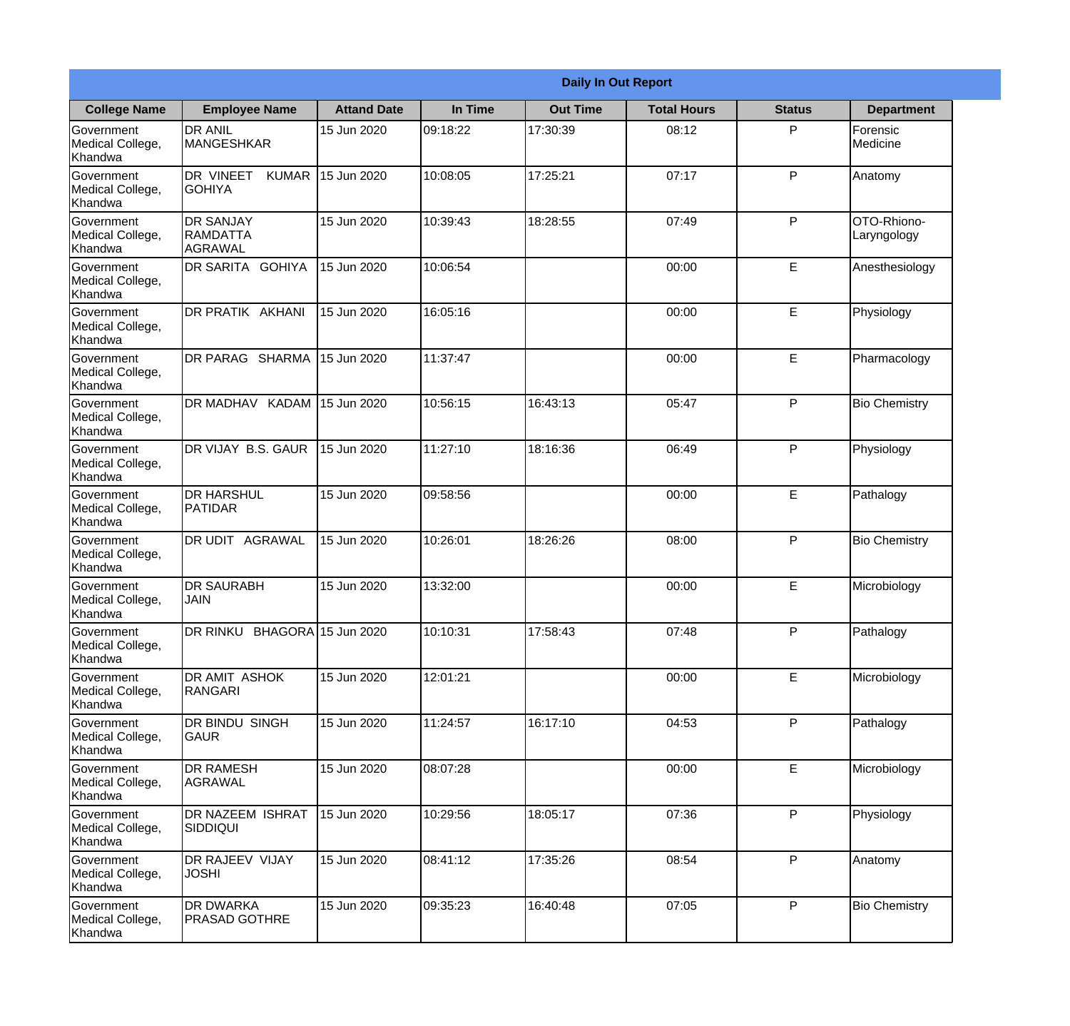| Daily In Out Report | | | | | | | |
|---|---|---|---|---|---|---|---|
| **College Name** | **Employee Name** | **Attand Date** | **In Time** | **Out Time** | **Total Hours** | **Status** | **Department** |
| Government Medical College, Khandwa | DR ANIL MANGESHKAR | 15 Jun 2020 | 09:18:22 | 17:30:39 | 08:12 | P | Forensic Medicine |
| Government Medical College, Khandwa | DR VINEET KUMAR GOHIYA | 15 Jun 2020 | 10:08:05 | 17:25:21 | 07:17 | P | Anatomy |
| Government Medical College, Khandwa | DR SANJAY RAMDATTA AGRAWAL | 15 Jun 2020 | 10:39:43 | 18:28:55 | 07:49 | P | OTO-Rhiono-Laryngology |
| Government Medical College, Khandwa | DR SARITA GOHIYA | 15 Jun 2020 | 10:06:54 | | 00:00 | E | Anesthesiology |
| Government Medical College, Khandwa | DR PRATIK AKHANI | 15 Jun 2020 | 16:05:16 | | 00:00 | E | Physiology |
| Government Medical College, Khandwa | DR PARAG SHARMA | 15 Jun 2020 | 11:37:47 | | 00:00 | E | Pharmacology |
| Government Medical College, Khandwa | DR MADHAV KADAM | 15 Jun 2020 | 10:56:15 | 16:43:13 | 05:47 | P | Bio Chemistry |
| Government Medical College, Khandwa | DR VIJAY B.S. GAUR | 15 Jun 2020 | 11:27:10 | 18:16:36 | 06:49 | P | Physiology |
| Government Medical College, Khandwa | DR HARSHUL PATIDAR | 15 Jun 2020 | 09:58:56 | | 00:00 | E | Pathalogy |
| Government Medical College, Khandwa | DR UDIT AGRAWAL | 15 Jun 2020 | 10:26:01 | 18:26:26 | 08:00 | P | Bio Chemistry |
| Government Medical College, Khandwa | DR SAURABH JAIN | 15 Jun 2020 | 13:32:00 | | 00:00 | E | Microbiology |
| Government Medical College, Khandwa | DR RINKU BHAGORA | 15 Jun 2020 | 10:10:31 | 17:58:43 | 07:48 | P | Pathalogy |
| Government Medical College, Khandwa | DR AMIT ASHOK RANGARI | 15 Jun 2020 | 12:01:21 | | 00:00 | E | Microbiology |
| Government Medical College, Khandwa | DR BINDU SINGH GAUR | 15 Jun 2020 | 11:24:57 | 16:17:10 | 04:53 | P | Pathalogy |
| Government Medical College, Khandwa | DR RAMESH AGRAWAL | 15 Jun 2020 | 08:07:28 | | 00:00 | E | Microbiology |
| Government Medical College, Khandwa | DR NAZEEM ISHRAT SIDDIQUI | 15 Jun 2020 | 10:29:56 | 18:05:17 | 07:36 | P | Physiology |
| Government Medical College, Khandwa | DR RAJEEV VIJAY JOSHI | 15 Jun 2020 | 08:41:12 | 17:35:26 | 08:54 | P | Anatomy |
| Government Medical College, Khandwa | DR DWARKA PRASAD GOTHRE | 15 Jun 2020 | 09:35:23 | 16:40:48 | 07:05 | P | Bio Chemistry |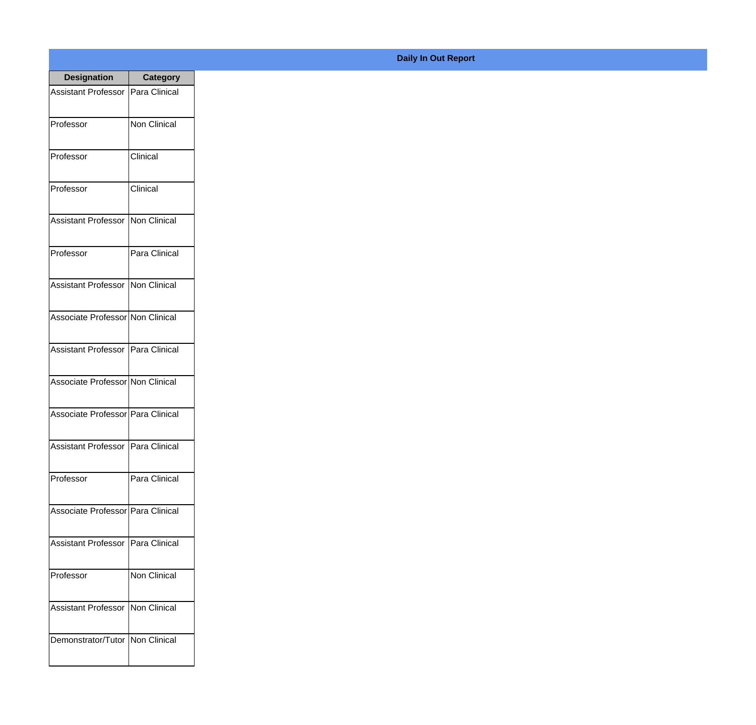**Daily In Out Report**

| Designation | Category |
| --- | --- |
| Assistant Professor | Para Clinical |
| Professor | Non Clinical |
| Professor | Clinical |
| Professor | Clinical |
| Assistant Professor | Non Clinical |
| Professor | Para Clinical |
| Assistant Professor | Non Clinical |
| Associate Professor | Non Clinical |
| Assistant Professor | Para Clinical |
| Associate Professor | Non Clinical |
| Associate Professor | Para Clinical |
| Assistant Professor | Para Clinical |
| Professor | Para Clinical |
| Associate Professor | Para Clinical |
| Assistant Professor | Para Clinical |
| Professor | Non Clinical |
| Assistant Professor | Non Clinical |
| Demonstrator/Tutor | Non Clinical |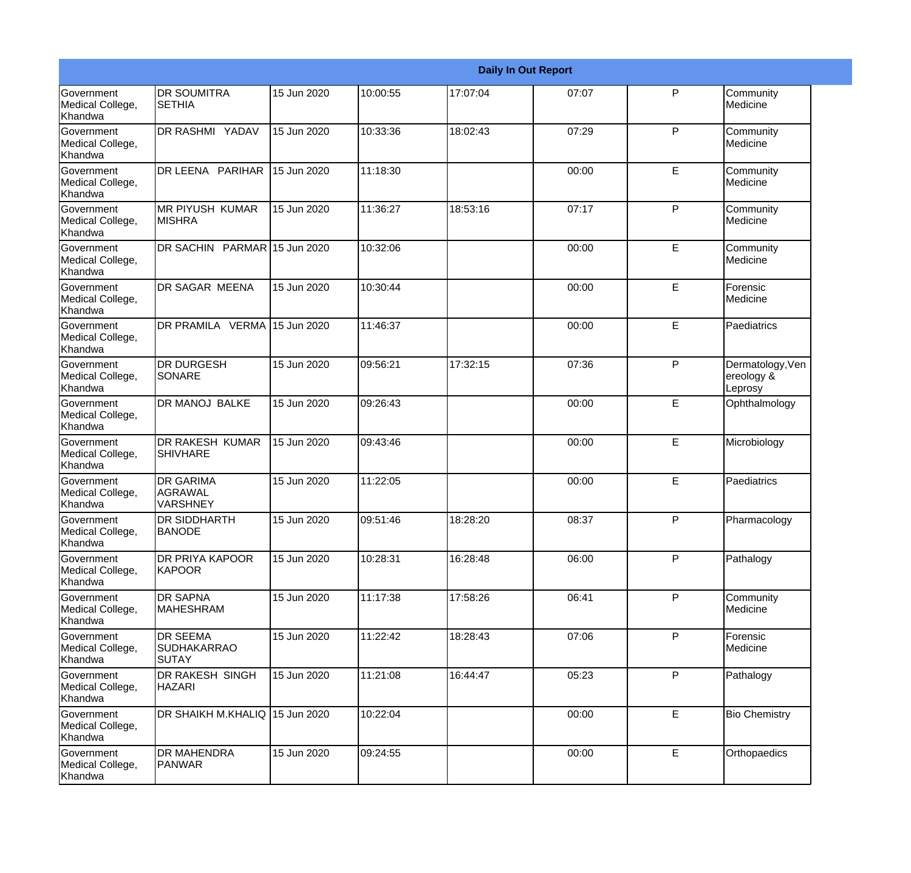| Daily In Out Report | | | | | | | |
|---|---|---|---|---|---|---|---|
| Government Medical College, Khandwa | DR SOUMITRA SETHIA | 15 Jun 2020 | 10:00:55 | 17:07:04 | 07:07 | P | Community Medicine |
| Government Medical College, Khandwa | DR RASHMI YADAV | 15 Jun 2020 | 10:33:36 | 18:02:43 | 07:29 | P | Community Medicine |
| Government Medical College, Khandwa | DR LEENA PARIHAR | 15 Jun 2020 | 11:18:30 | | 00:00 | E | Community Medicine |
| Government Medical College, Khandwa | MR PIYUSH KUMAR MISHRA | 15 Jun 2020 | 11:36:27 | 18:53:16 | 07:17 | P | Community Medicine |
| Government Medical College, Khandwa | DR SACHIN PARMAR | 15 Jun 2020 | 10:32:06 | | 00:00 | E | Community Medicine |
| Government Medical College, Khandwa | DR SAGAR MEENA | 15 Jun 2020 | 10:30:44 | | 00:00 | E | Forensic Medicine |
| Government Medical College, Khandwa | DR PRAMILA VERMA | 15 Jun 2020 | 11:46:37 | | 00:00 | E | Paediatrics |
| Government Medical College, Khandwa | DR DURGESH SONARE | 15 Jun 2020 | 09:56:21 | 17:32:15 | 07:36 | P | Dermatology,Venereology & Leprosy |
| Government Medical College, Khandwa | DR MANOJ BALKE | 15 Jun 2020 | 09:26:43 | | 00:00 | E | Ophthalmology |
| Government Medical College, Khandwa | DR RAKESH KUMAR SHIVHARE | 15 Jun 2020 | 09:43:46 | | 00:00 | E | Microbiology |
| Government Medical College, Khandwa | DR GARIMA AGRAWAL VARSHNEY | 15 Jun 2020 | 11:22:05 | | 00:00 | E | Paediatrics |
| Government Medical College, Khandwa | DR SIDDHARTH BANODE | 15 Jun 2020 | 09:51:46 | 18:28:20 | 08:37 | P | Pharmacology |
| Government Medical College, Khandwa | DR PRIYA KAPOOR KAPOOR | 15 Jun 2020 | 10:28:31 | 16:28:48 | 06:00 | P | Pathalogy |
| Government Medical College, Khandwa | DR SAPNA MAHESHRAM | 15 Jun 2020 | 11:17:38 | 17:58:26 | 06:41 | P | Community Medicine |
| Government Medical College, Khandwa | DR SEEMA SUDHAKARRAO SUTAY | 15 Jun 2020 | 11:22:42 | 18:28:43 | 07:06 | P | Forensic Medicine |
| Government Medical College, Khandwa | DR RAKESH SINGH HAZARI | 15 Jun 2020 | 11:21:08 | 16:44:47 | 05:23 | P | Pathalogy |
| Government Medical College, Khandwa | DR SHAIKH M.KHALIQ | 15 Jun 2020 | 10:22:04 | | 00:00 | E | Bio Chemistry |
| Government Medical College, Khandwa | DR MAHENDRA PANWAR | 15 Jun 2020 | 09:24:55 | | 00:00 | E | Orthopaedics |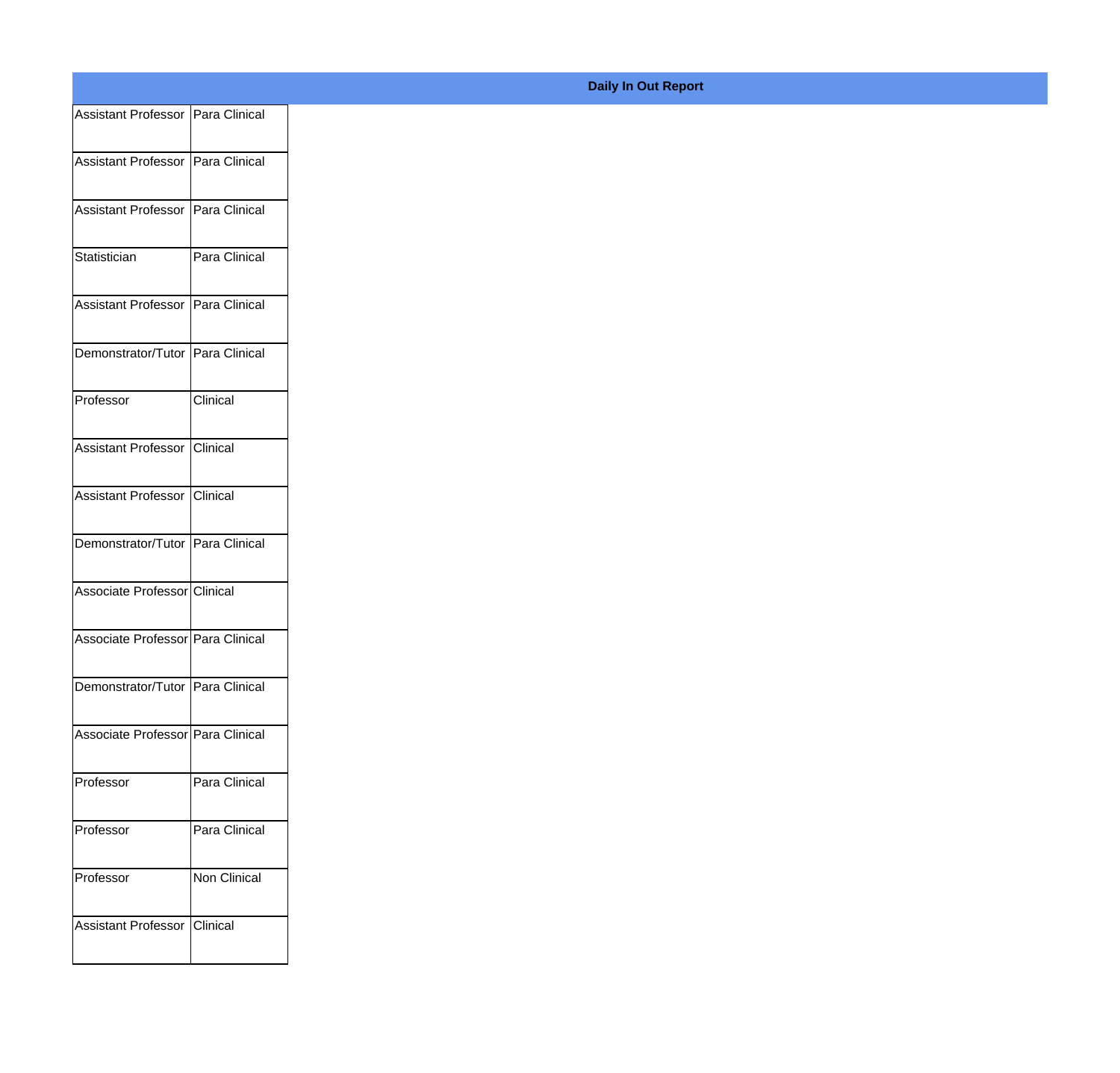**Daily In Out Report**

| | |
|---|---|
| Assistant Professor | Para Clinical |
| Assistant Professor | Para Clinical |
| Assistant Professor | Para Clinical |
| Statistician | Para Clinical |
| Assistant Professor | Para Clinical |
| Demonstrator/Tutor | Para Clinical |
| Professor | Clinical |
| Assistant Professor | Clinical |
| Assistant Professor | Clinical |
| Demonstrator/Tutor | Para Clinical |
| Associate Professor | Clinical |
| Associate Professor | Para Clinical |
| Demonstrator/Tutor | Para Clinical |
| Associate Professor | Para Clinical |
| Professor | Para Clinical |
| Professor | Para Clinical |
| Professor | Non Clinical |
| Assistant Professor | Clinical |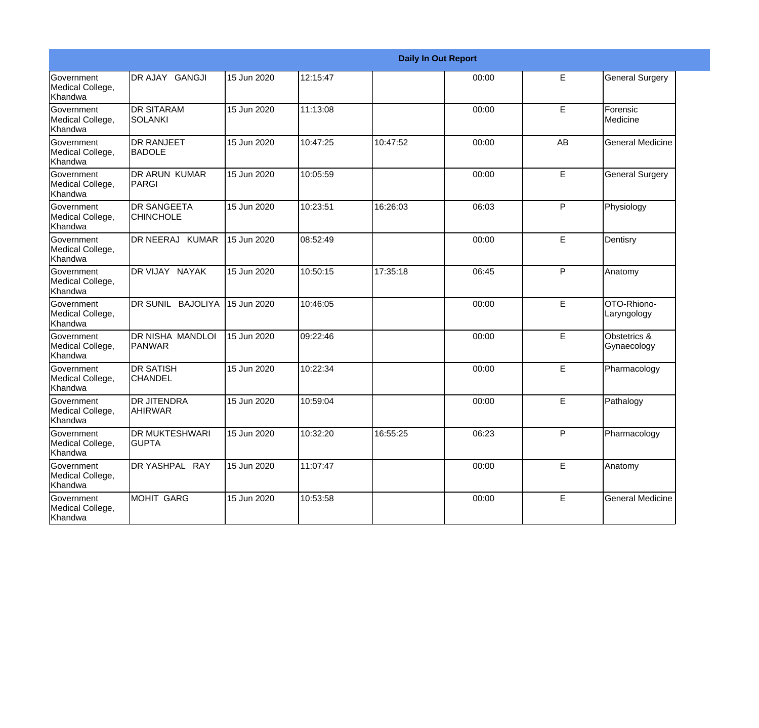**Daily In Out Report**

| | | | | | | | |
|---|---|---|---|---|---|---|---|
| Government Medical College, Khandwa | DR AJAY GANGJI | 15 Jun 2020 | 12:15:47 | | 00:00 | E | General Surgery |
| Government Medical College, Khandwa | DR SITARAM SOLANKI | 15 Jun 2020 | 11:13:08 | | 00:00 | E | Forensic Medicine |
| Government Medical College, Khandwa | DR RANJEET BADOLE | 15 Jun 2020 | 10:47:25 | 10:47:52 | 00:00 | AB | General Medicine |
| Government Medical College, Khandwa | DR ARUN KUMAR PARGI | 15 Jun 2020 | 10:05:59 | | 00:00 | E | General Surgery |
| Government Medical College, Khandwa | DR SANGEETA CHINCHOLE | 15 Jun 2020 | 10:23:51 | 16:26:03 | 06:03 | P | Physiology |
| Government Medical College, Khandwa | DR NEERAJ KUMAR | 15 Jun 2020 | 08:52:49 | | 00:00 | E | Dentisry |
| Government Medical College, Khandwa | DR VIJAY NAYAK | 15 Jun 2020 | 10:50:15 | 17:35:18 | 06:45 | P | Anatomy |
| Government Medical College, Khandwa | DR SUNIL BAJOLIYA | 15 Jun 2020 | 10:46:05 | | 00:00 | E | OTO-Rhiono-Laryngology |
| Government Medical College, Khandwa | DR NISHA MANDLOI PANWAR | 15 Jun 2020 | 09:22:46 | | 00:00 | E | Obstetrics & Gynaecology |
| Government Medical College, Khandwa | DR SATISH CHANDEL | 15 Jun 2020 | 10:22:34 | | 00:00 | E | Pharmacology |
| Government Medical College, Khandwa | DR JITENDRA AHIRWAR | 15 Jun 2020 | 10:59:04 | | 00:00 | E | Pathalogy |
| Government Medical College, Khandwa | DR MUKTESHWARI GUPTA | 15 Jun 2020 | 10:32:20 | 16:55:25 | 06:23 | P | Pharmacology |
| Government Medical College, Khandwa | DR YASHPAL RAY | 15 Jun 2020 | 11:07:47 | | 00:00 | E | Anatomy |
| Government Medical College, Khandwa | MOHIT GARG | 15 Jun 2020 | 10:53:58 | | 00:00 | E | General Medicine |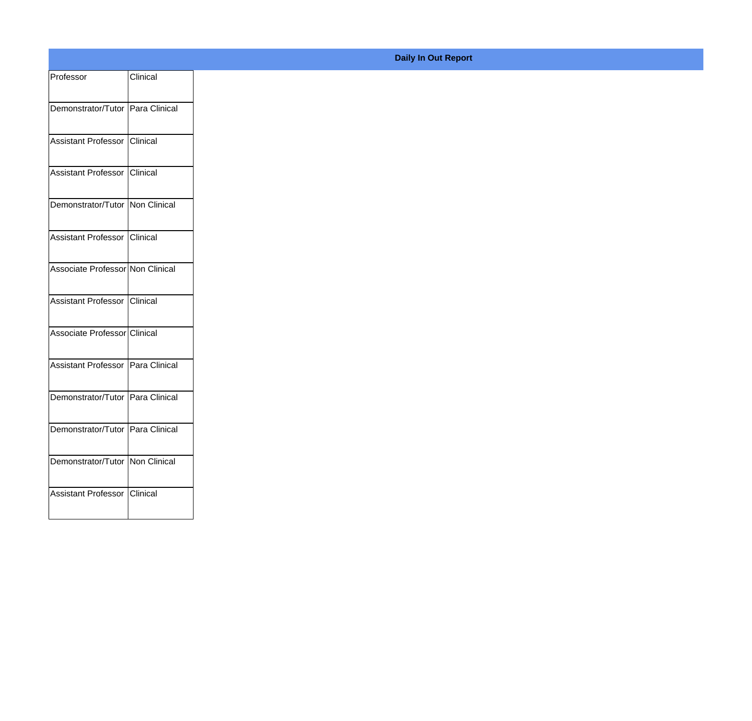**Daily In Out Report**

| | |
|---|---|
| Professor | Clinical |
| Demonstrator/Tutor | Para Clinical |
| Assistant Professor | Clinical |
| Assistant Professor | Clinical |
| Demonstrator/Tutor | Non Clinical |
| Assistant Professor | Clinical |
| Associate Professor | Non Clinical |
| Assistant Professor | Clinical |
| Associate Professor | Clinical |
| Assistant Professor | Para Clinical |
| Demonstrator/Tutor | Para Clinical |
| Demonstrator/Tutor | Para Clinical |
| Demonstrator/Tutor | Non Clinical |
| Assistant Professor | Clinical |